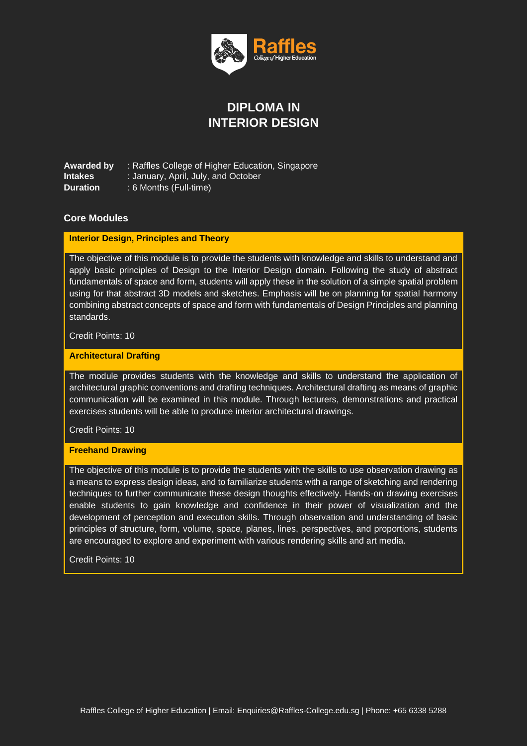# DIPLOMA IN INTERIOR DESIGN

**Awarded by** : Raffles College of Higher Education, Singapore
**Intakes** : January, April, July, and October
**Duration** : 6 Months (Full-time)

## Core Modules

### Interior Design, Principles and Theory

The objective of this module is to provide the students with knowledge and skills to understand and apply basic principles of Design to the Interior Design domain. Following the study of abstract fundamentals of space and form, students will apply these in the solution of a simple spatial problem using for that abstract 3D models and sketches. Emphasis will be on planning for spatial harmony combining abstract concepts of space and form with fundamentals of Design Principles and planning standards.

Credit Points: 10

### Architectural Drafting

The module provides students with the knowledge and skills to understand the application of architectural graphic conventions and drafting techniques. Architectural drafting as means of graphic communication will be examined in this module. Through lecturers, demonstrations and practical exercises students will be able to produce interior architectural drawings.

Credit Points: 10

### Freehand Drawing

The objective of this module is to provide the students with the skills to use observation drawing as a means to express design ideas, and to familiarize students with a range of sketching and rendering techniques to further communicate these design thoughts effectively. Hands-on drawing exercises enable students to gain knowledge and confidence in their power of visualization and the development of perception and execution skills. Through observation and understanding of basic principles of structure, form, volume, space, planes, lines, perspectives, and proportions, students are encouraged to explore and experiment with various rendering skills and art media.

Credit Points: 10

Raffles College of Higher Education | Email: Enquiries@Raffles-College.edu.sg | Phone: +65 6338 5288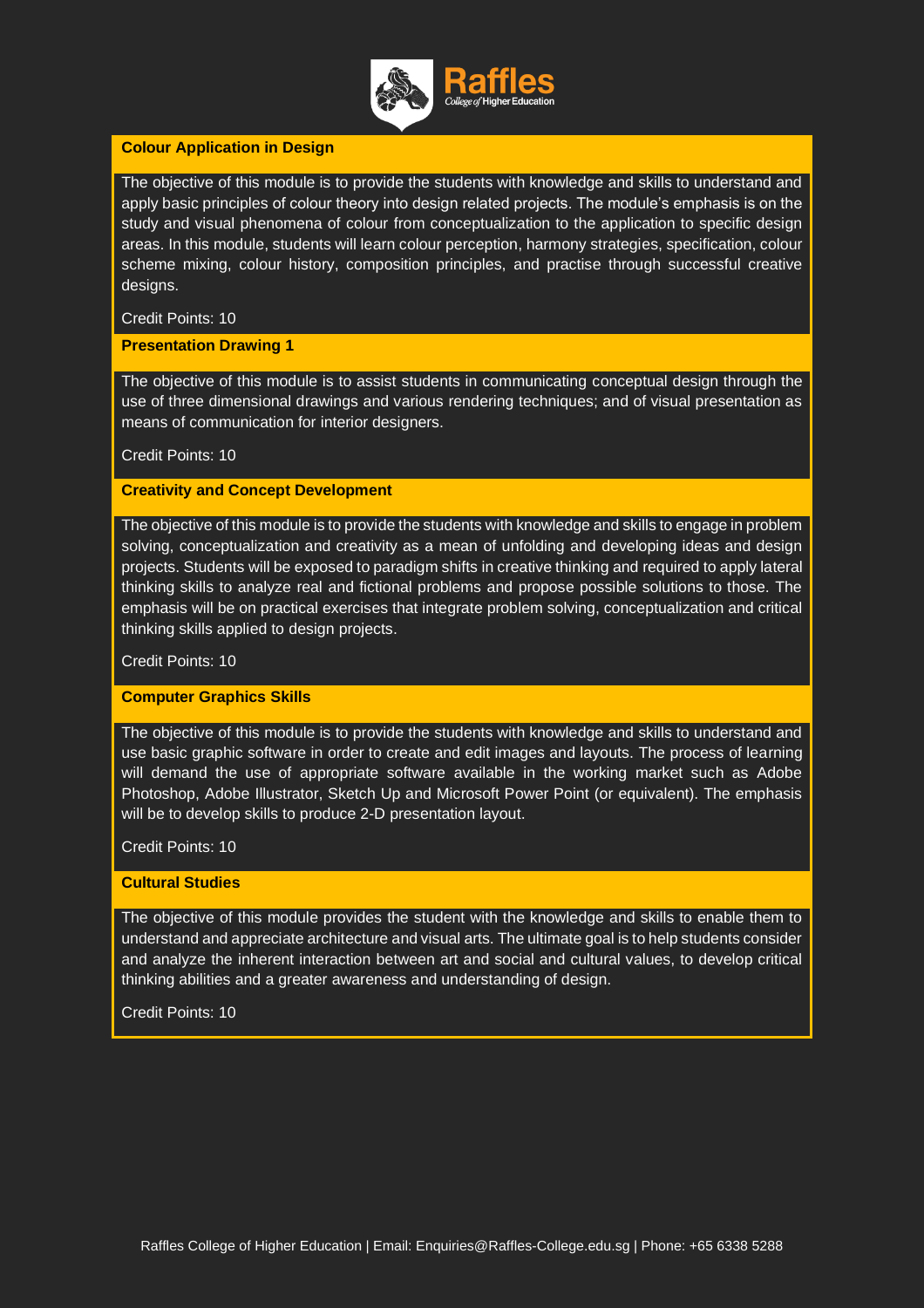### Colour Application in Design

The objective of this module is to provide the students with knowledge and skills to understand and apply basic principles of colour theory into design related projects. The module's emphasis is on the study and visual phenomena of colour from conceptualization to the application to specific design areas. In this module, students will learn colour perception, harmony strategies, specification, colour scheme mixing, colour history, composition principles, and practise through successful creative designs.

Credit Points: 10

### Presentation Drawing 1

The objective of this module is to assist students in communicating conceptual design through the use of three dimensional drawings and various rendering techniques; and of visual presentation as means of communication for interior designers.

Credit Points: 10

### Creativity and Concept Development

The objective of this module is to provide the students with knowledge and skills to engage in problem solving, conceptualization and creativity as a mean of unfolding and developing ideas and design projects. Students will be exposed to paradigm shifts in creative thinking and required to apply lateral thinking skills to analyze real and fictional problems and propose possible solutions to those. The emphasis will be on practical exercises that integrate problem solving, conceptualization and critical thinking skills applied to design projects.

Credit Points: 10

### Computer Graphics Skills

The objective of this module is to provide the students with knowledge and skills to understand and use basic graphic software in order to create and edit images and layouts. The process of learning will demand the use of appropriate software available in the working market such as Adobe Photoshop, Adobe Illustrator, Sketch Up and Microsoft Power Point (or equivalent). The emphasis will be to develop skills to produce 2-D presentation layout.

Credit Points: 10

### Cultural Studies

The objective of this module provides the student with the knowledge and skills to enable them to understand and appreciate architecture and visual arts. The ultimate goal is to help students consider and analyze the inherent interaction between art and social and cultural values, to develop critical thinking abilities and a greater awareness and understanding of design.

Credit Points: 10